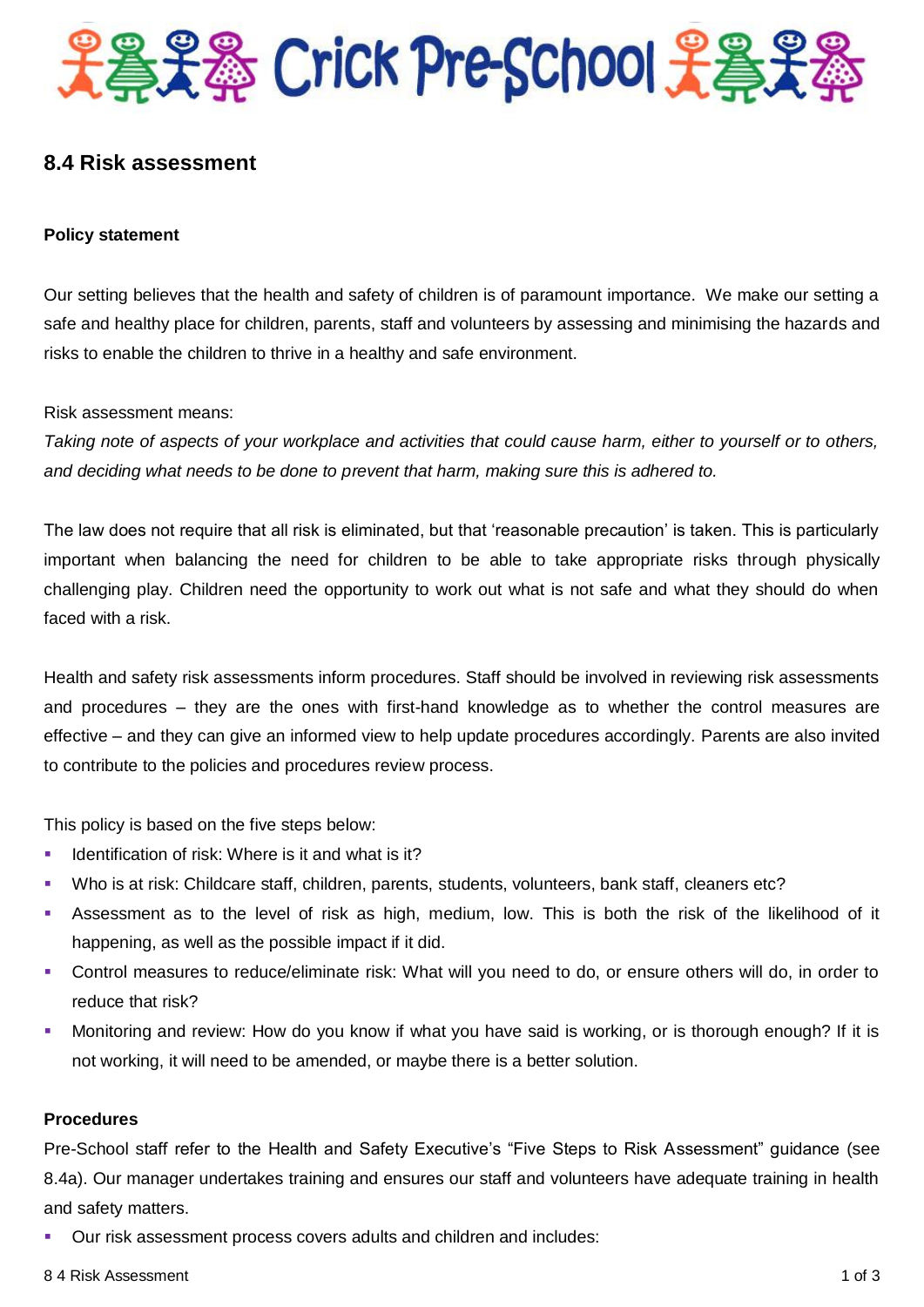# Crick Pre-School

## 8.4 Risk assessment

**Policy statement**

Our setting believes that the health and safety of children is of paramount importance. We make our setting a safe and healthy place for children, parents, staff and volunteers by assessing and minimising the hazards and risks to enable the children to thrive in a healthy and safe environment.

Risk assessment means:
*Taking note of aspects of your workplace and activities that could cause harm, either to yourself or to others, and deciding what needs to be done to prevent that harm, making sure this is adhered to.*

The law does not require that all risk is eliminated, but that 'reasonable precaution' is taken. This is particularly important when balancing the need for children to be able to take appropriate risks through physically challenging play. Children need the opportunity to work out what is not safe and what they should do when faced with a risk.

Health and safety risk assessments inform procedures. Staff should be involved in reviewing risk assessments and procedures – they are the ones with first-hand knowledge as to whether the control measures are effective – and they can give an informed view to help update procedures accordingly. Parents are also invited to contribute to the policies and procedures review process.

This policy is based on the five steps below:

- Identification of risk: Where is it and what is it?
- Who is at risk: Childcare staff, children, parents, students, volunteers, bank staff, cleaners etc?
- Assessment as to the level of risk as high, medium, low. This is both the risk of the likelihood of it happening, as well as the possible impact if it did.
- Control measures to reduce/eliminate risk: What will you need to do, or ensure others will do, in order to reduce that risk?
- Monitoring and review: How do you know if what you have said is working, or is thorough enough? If it is not working, it will need to be amended, or maybe there is a better solution.

**Procedures**

Pre-School staff refer to the Health and Safety Executive's "Five Steps to Risk Assessment" guidance (see 8.4a). Our manager undertakes training and ensures our staff and volunteers have adequate training in health and safety matters.

- Our risk assessment process covers adults and children and includes: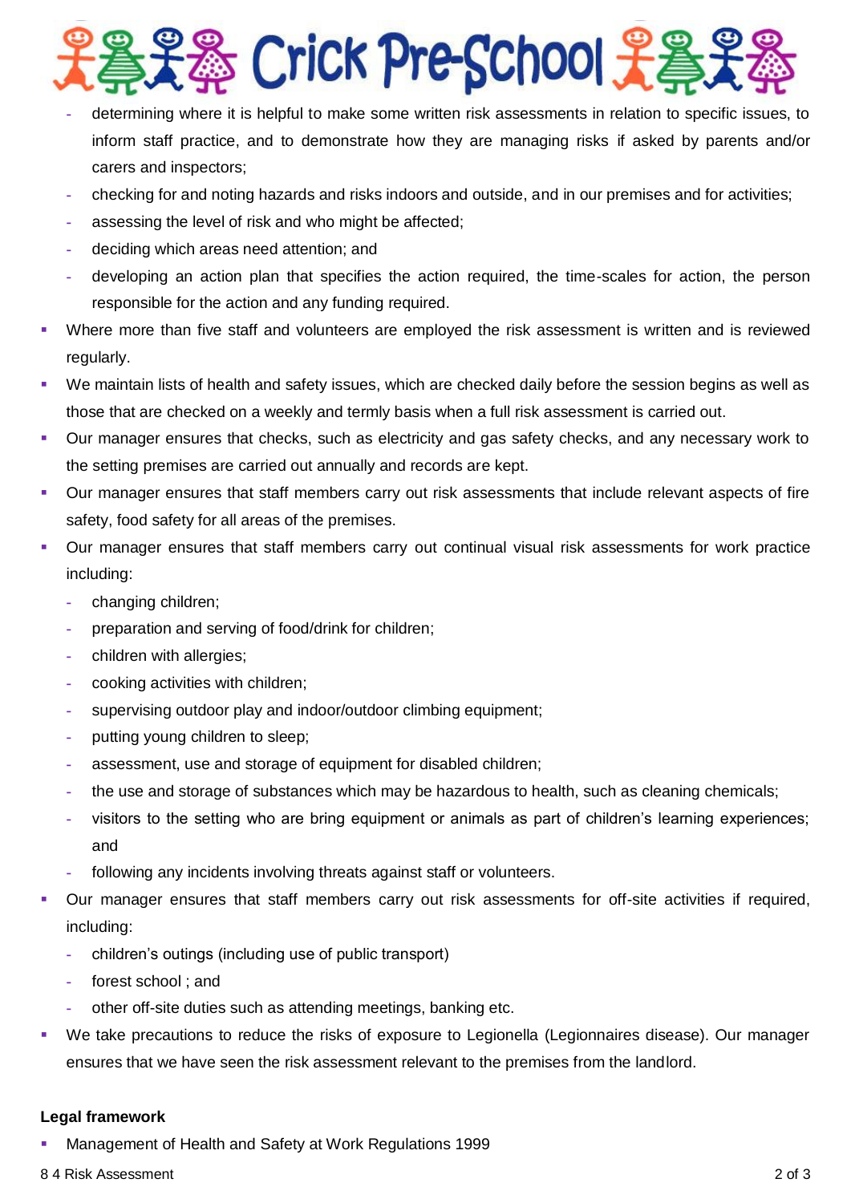- determining where it is helpful to make some written risk assessments in relation to specific issues, to inform staff practice, and to demonstrate how they are managing risks if asked by parents and/or carers and inspectors;
  - checking for and noting hazards and risks indoors and outside, and in our premises and for activities;
  - assessing the level of risk and who might be affected;
  - deciding which areas need attention; and
  - developing an action plan that specifies the action required, the time-scales for action, the person responsible for the action and any funding required.
- Where more than five staff and volunteers are employed the risk assessment is written and is reviewed regularly.
- We maintain lists of health and safety issues, which are checked daily before the session begins as well as those that are checked on a weekly and termly basis when a full risk assessment is carried out.
- Our manager ensures that checks, such as electricity and gas safety checks, and any necessary work to the setting premises are carried out annually and records are kept.
- Our manager ensures that staff members carry out risk assessments that include relevant aspects of fire safety, food safety for all areas of the premises.
- Our manager ensures that staff members carry out continual visual risk assessments for work practice including:
  - changing children;
  - preparation and serving of food/drink for children;
  - children with allergies;
  - cooking activities with children;
  - supervising outdoor play and indoor/outdoor climbing equipment;
  - putting young children to sleep;
  - assessment, use and storage of equipment for disabled children;
  - the use and storage of substances which may be hazardous to health, such as cleaning chemicals;
  - visitors to the setting who are bring equipment or animals as part of children's learning experiences; and
  - following any incidents involving threats against staff or volunteers.
- Our manager ensures that staff members carry out risk assessments for off-site activities if required, including:
  - children's outings (including use of public transport)
  - forest school ; and
  - other off-site duties such as attending meetings, banking etc.
- We take precautions to reduce the risks of exposure to Legionella (Legionnaires disease). Our manager ensures that we have seen the risk assessment relevant to the premises from the landlord.

**Legal framework**

- Management of Health and Safety at Work Regulations 1999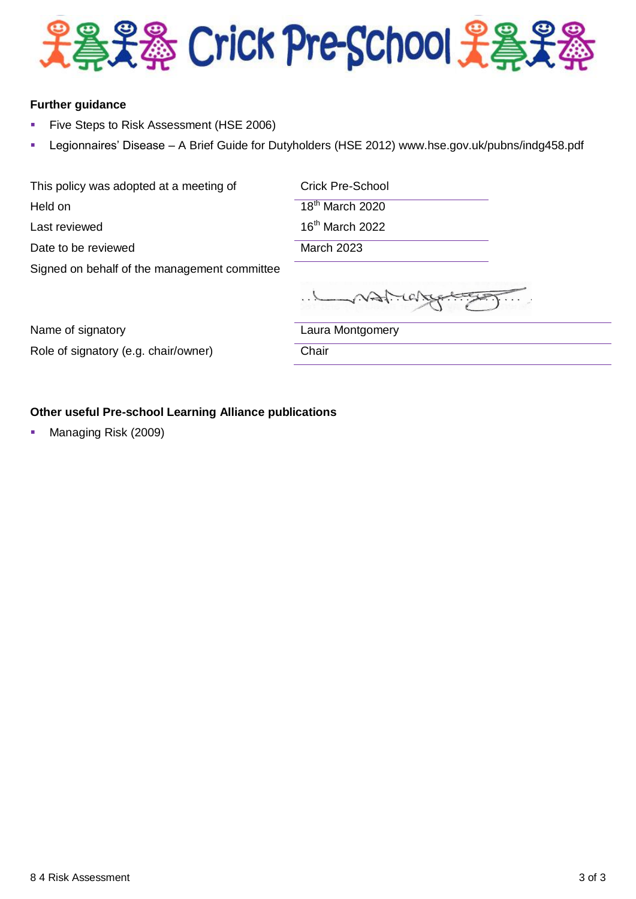**Further guidance**

- Five Steps to Risk Assessment (HSE 2006)
- Legionnaires' Disease – A Brief Guide for Dutyholders (HSE 2012) www.hse.gov.uk/pubns/indg458.pdf

| | |
|---|---|
| This policy was adopted at a meeting of | Crick Pre-School |
| Held on | 18th March 2020 |
| Last reviewed | 16th March 2022 |
| Date to be reviewed | March 2023 |
| Signed on behalf of the management committee | |
| Name of signatory | Laura Montgomery |
| Role of signatory (e.g. chair/owner) | Chair |

**Other useful Pre-school Learning Alliance publications**

- Managing Risk (2009)